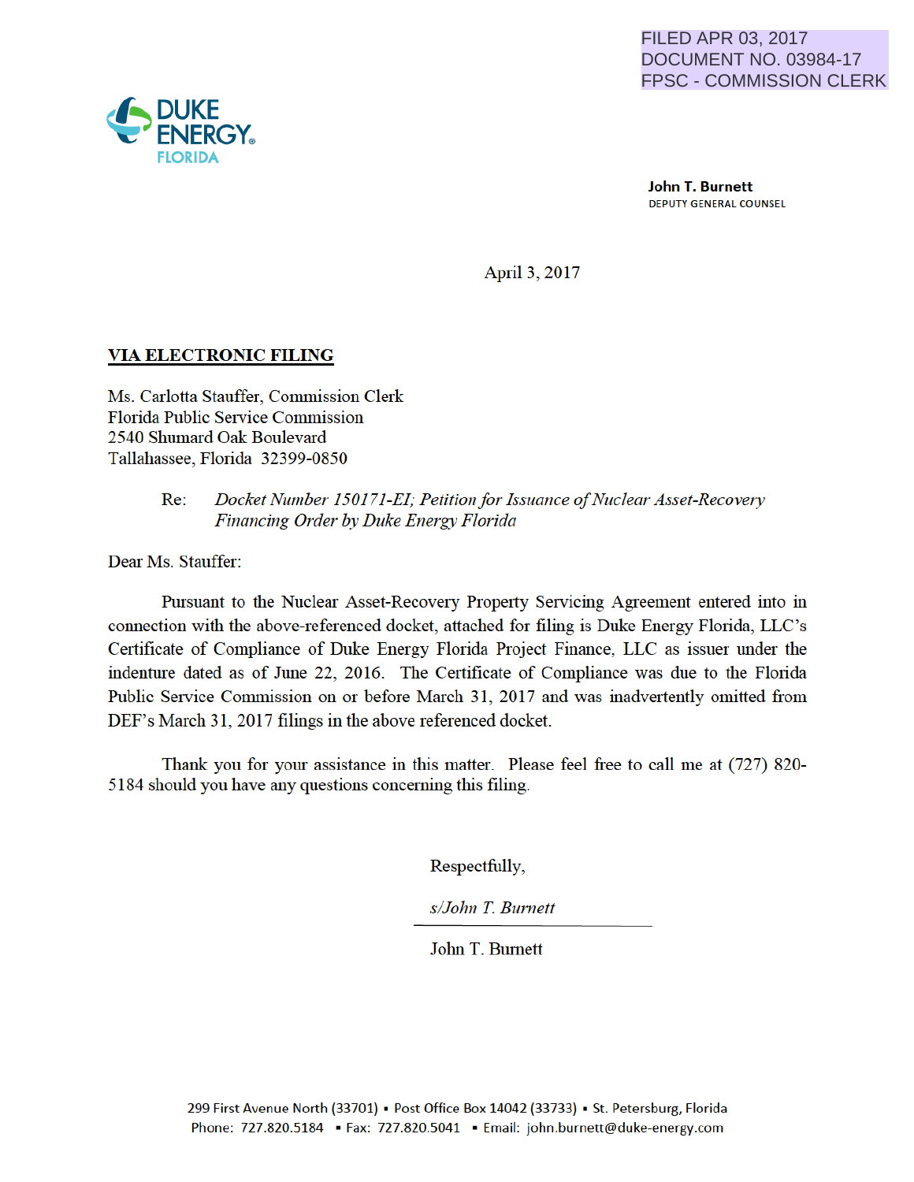FILED APR 03, 2017
DOCUMENT NO. 03984-17
FPSC - COMMISSION CLERK

DUKE ENERGY
FLORIDA

**John T. Burnett**
DEPUTY GENERAL COUNSEL

April 3, 2017

**VIA ELECTRONIC FILING**

Ms. Carlotta Stauffer, Commission Clerk
Florida Public Service Commission
2540 Shumard Oak Boulevard
Tallahassee, Florida 32399-0850

Re: *Docket Number 150171-EI; Petition for Issuance of Nuclear Asset-Recovery Financing Order by Duke Energy Florida*

Dear Ms. Stauffer:

Pursuant to the Nuclear Asset-Recovery Property Servicing Agreement entered into in connection with the above-referenced docket, attached for filing is Duke Energy Florida, LLC's Certificate of Compliance of Duke Energy Florida Project Finance, LLC as issuer under the indenture dated as of June 22, 2016. The Certificate of Compliance was due to the Florida Public Service Commission on or before March 31, 2017 and was inadvertently omitted from DEF's March 31, 2017 filings in the above referenced docket.

Thank you for your assistance in this matter. Please feel free to call me at (727) 820-5184 should you have any questions concerning this filing.

Respectfully,

*s/John T. Burnett*

John T. Burnett

299 First Avenue North (33701) ▪ Post Office Box 14042 (33733) ▪ St. Petersburg, Florida
Phone: 727.820.5184 ▪ Fax: 727.820.5041 ▪ Email: john.burnett@duke-energy.com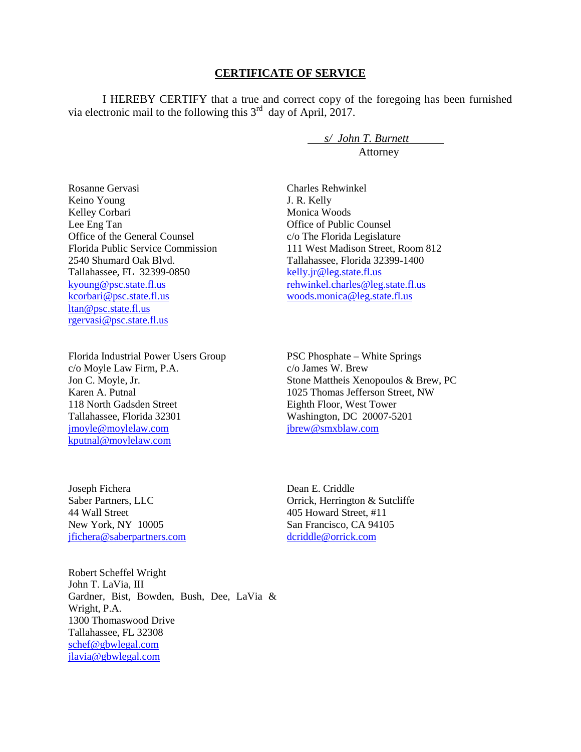## CERTIFICATE OF SERVICE

I HEREBY CERTIFY that a true and correct copy of the foregoing has been furnished via electronic mail to the following this 3rd day of April, 2017.

*s/ John T. Burnett*
Attorney

Rosanne Gervasi
Keino Young
Kelley Corbari
Lee Eng Tan
Office of the General Counsel
Florida Public Service Commission
2540 Shumard Oak Blvd.
Tallahassee, FL 32399-0850
kyoung@psc.state.fl.us
kcorbari@psc.state.fl.us
ltan@psc.state.fl.us
rgervasi@psc.state.fl.us

Charles Rehwinkel
J. R. Kelly
Monica Woods
Office of Public Counsel
c/o The Florida Legislature
111 West Madison Street, Room 812
Tallahassee, Florida 32399-1400
kelly.jr@leg.state.fl.us
rehwinkel.charles@leg.state.fl.us
woods.monica@leg.state.fl.us

Florida Industrial Power Users Group
c/o Moyle Law Firm, P.A.
Jon C. Moyle, Jr.
Karen A. Putnal
118 North Gadsden Street
Tallahassee, Florida 32301
jmoyle@moylelaw.com
kputnal@moylelaw.com

PSC Phosphate – White Springs
c/o James W. Brew
Stone Mattheis Xenopoulos & Brew, PC
1025 Thomas Jefferson Street, NW
Eighth Floor, West Tower
Washington, DC 20007-5201
jbrew@smxblaw.com

Joseph Fichera
Saber Partners, LLC
44 Wall Street
New York, NY 10005
jfichera@saberpartners.com

Dean E. Criddle
Orrick, Herrington & Sutcliffe
405 Howard Street, #11
San Francisco, CA 94105
dcriddle@orrick.com

Robert Scheffel Wright
John T. LaVia, III
Gardner, Bist, Bowden, Bush, Dee, LaVia & Wright, P.A.
1300 Thomaswood Drive
Tallahassee, FL 32308
schef@gbwlegal.com
jlavia@gbwlegal.com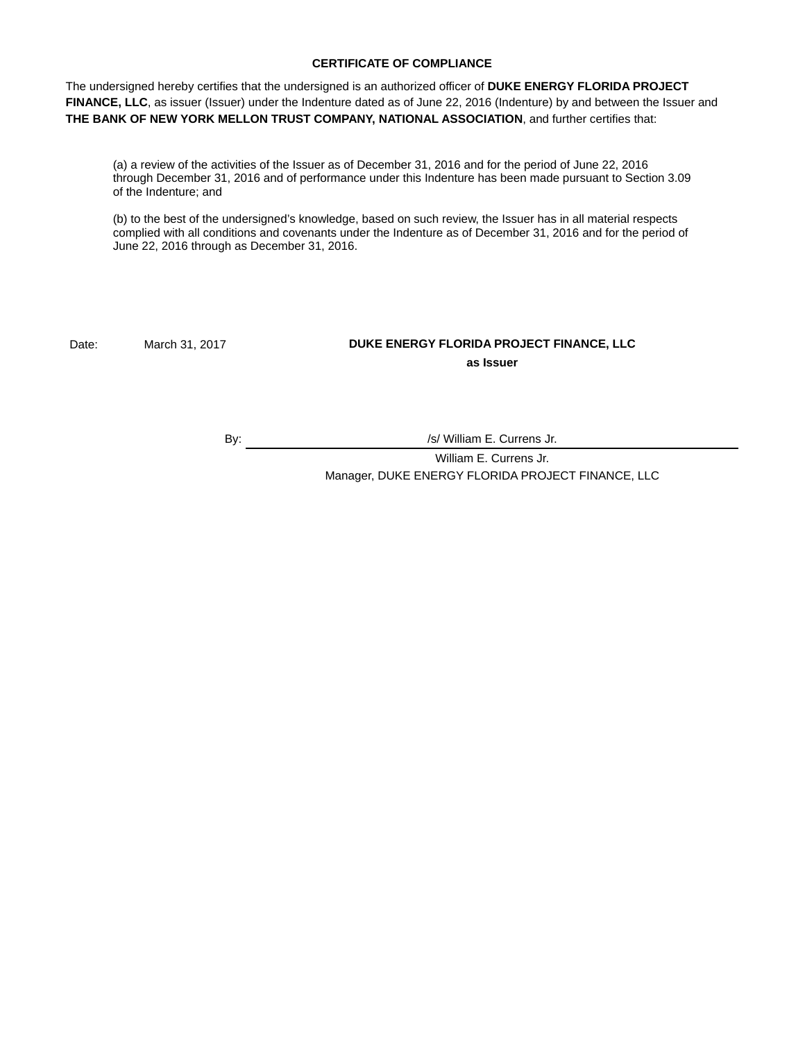# CERTIFICATE OF COMPLIANCE

The undersigned hereby certifies that the undersigned is an authorized officer of **DUKE ENERGY FLORIDA PROJECT FINANCE, LLC**, as issuer (Issuer) under the Indenture dated as of June 22, 2016 (Indenture) by and between the Issuer and **THE BANK OF NEW YORK MELLON TRUST COMPANY, NATIONAL ASSOCIATION**, and further certifies that:

(a) a review of the activities of the Issuer as of December 31, 2016 and for the period of June 22, 2016 through December 31, 2016 and of performance under this Indenture has been made pursuant to Section 3.09 of the Indenture; and

(b) to the best of the undersigned's knowledge, based on such review, the Issuer has in all material respects complied with all conditions and covenants under the Indenture as of December 31, 2016 and for the period of June 22, 2016 through as December 31, 2016.

Date: March 31, 2017

**DUKE ENERGY FLORIDA PROJECT FINANCE, LLC**
**as Issuer**

By: /s/ William E. Currens Jr.

William E. Currens Jr.
Manager, DUKE ENERGY FLORIDA PROJECT FINANCE, LLC